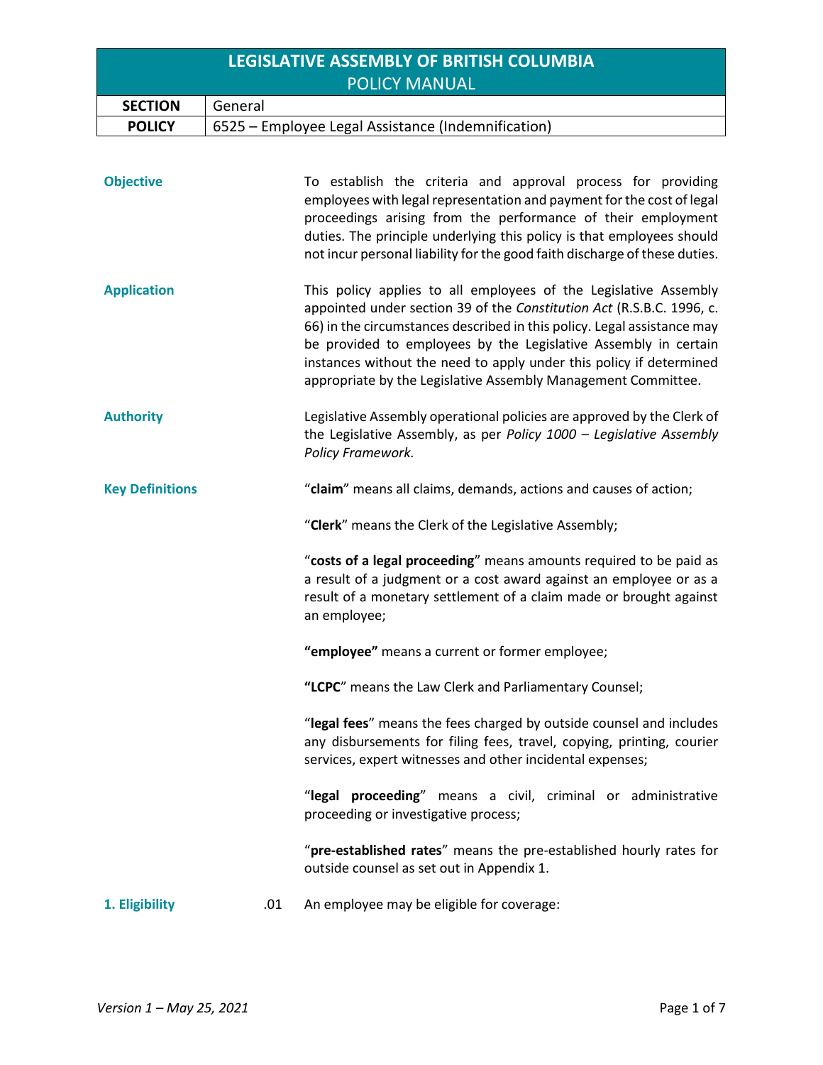# LEGISLATIVE ASSEMBLY OF BRITISH COLUMBIA
## POLICY MANUAL

| **SECTION** | General |
|---|---|
| **POLICY** | 6525 – Employee Legal Assistance (Indemnification) |

**Objective**

To establish the criteria and approval process for providing employees with legal representation and payment for the cost of legal proceedings arising from the performance of their employment duties. The principle underlying this policy is that employees should not incur personal liability for the good faith discharge of these duties.

**Application**

This policy applies to all employees of the Legislative Assembly appointed under section 39 of the *Constitution Act* (R.S.B.C. 1996, c. 66) in the circumstances described in this policy. Legal assistance may be provided to employees by the Legislative Assembly in certain instances without the need to apply under this policy if determined appropriate by the Legislative Assembly Management Committee.

**Authority**

Legislative Assembly operational policies are approved by the Clerk of the Legislative Assembly, as per *Policy 1000 – Legislative Assembly Policy Framework.*

**Key Definitions**

"**claim**" means all claims, demands, actions and causes of action;

"**Clerk**" means the Clerk of the Legislative Assembly;

"**costs of a legal proceeding**" means amounts required to be paid as a result of a judgment or a cost award against an employee or as a result of a monetary settlement of a claim made or brought against an employee;

**"employee"** means a current or former employee;

**"LCPC**" means the Law Clerk and Parliamentary Counsel;

"**legal fees**" means the fees charged by outside counsel and includes any disbursements for filing fees, travel, copying, printing, courier services, expert witnesses and other incidental expenses;

"**legal proceeding**" means a civil, criminal or administrative proceeding or investigative process;

"**pre-established rates**" means the pre-established hourly rates for outside counsel as set out in Appendix 1.

**1. Eligibility**

.01 An employee may be eligible for coverage: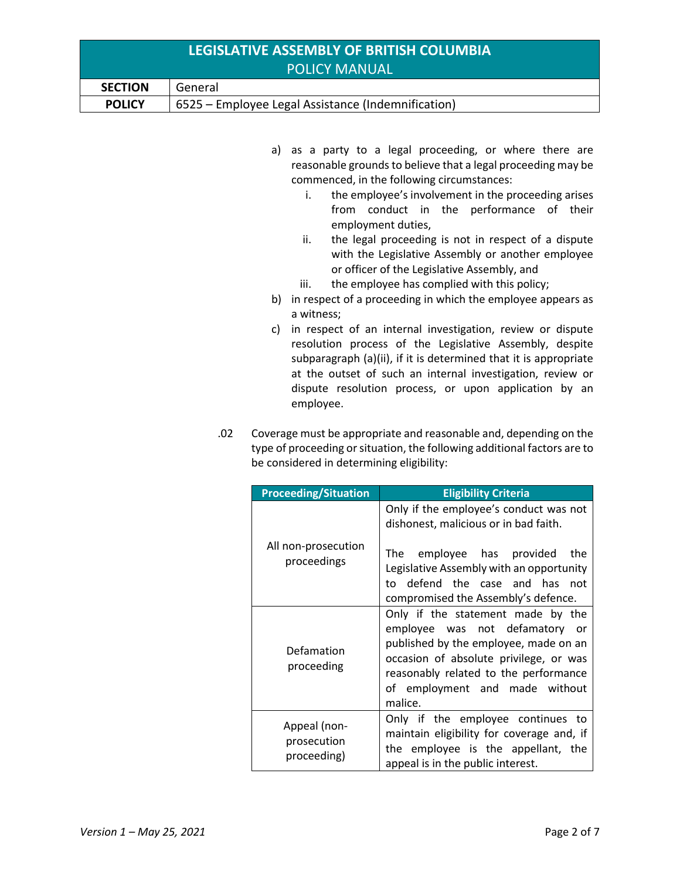a) as a party to a legal proceeding, or where there are reasonable grounds to believe that a legal proceeding may be commenced, in the following circumstances:
   i. the employee's involvement in the proceeding arises from conduct in the performance of their employment duties,
   ii. the legal proceeding is not in respect of a dispute with the Legislative Assembly or another employee or officer of the Legislative Assembly, and
   iii. the employee has complied with this policy;

b) in respect of a proceeding in which the employee appears as a witness;

c) in respect of an internal investigation, review or dispute resolution process of the Legislative Assembly, despite subparagraph (a)(ii), if it is determined that it is appropriate at the outset of such an internal investigation, review or dispute resolution process, or upon application by an employee.

.02 Coverage must be appropriate and reasonable and, depending on the type of proceeding or situation, the following additional factors are to be considered in determining eligibility:

| Proceeding/Situation | Eligibility Criteria |
|---|---|
| All non-prosecution proceedings | Only if the employee's conduct was not dishonest, malicious or in bad faith.<br><br>The employee has provided the Legislative Assembly with an opportunity to defend the case and has not compromised the Assembly's defence. |
| Defamation proceeding | Only if the statement made by the employee was not defamatory or published by the employee, made on an occasion of absolute privilege, or was reasonably related to the performance of employment and made without malice. |
| Appeal (non-prosecution proceeding) | Only if the employee continues to maintain eligibility for coverage and, if the employee is the appellant, the appeal is in the public interest. |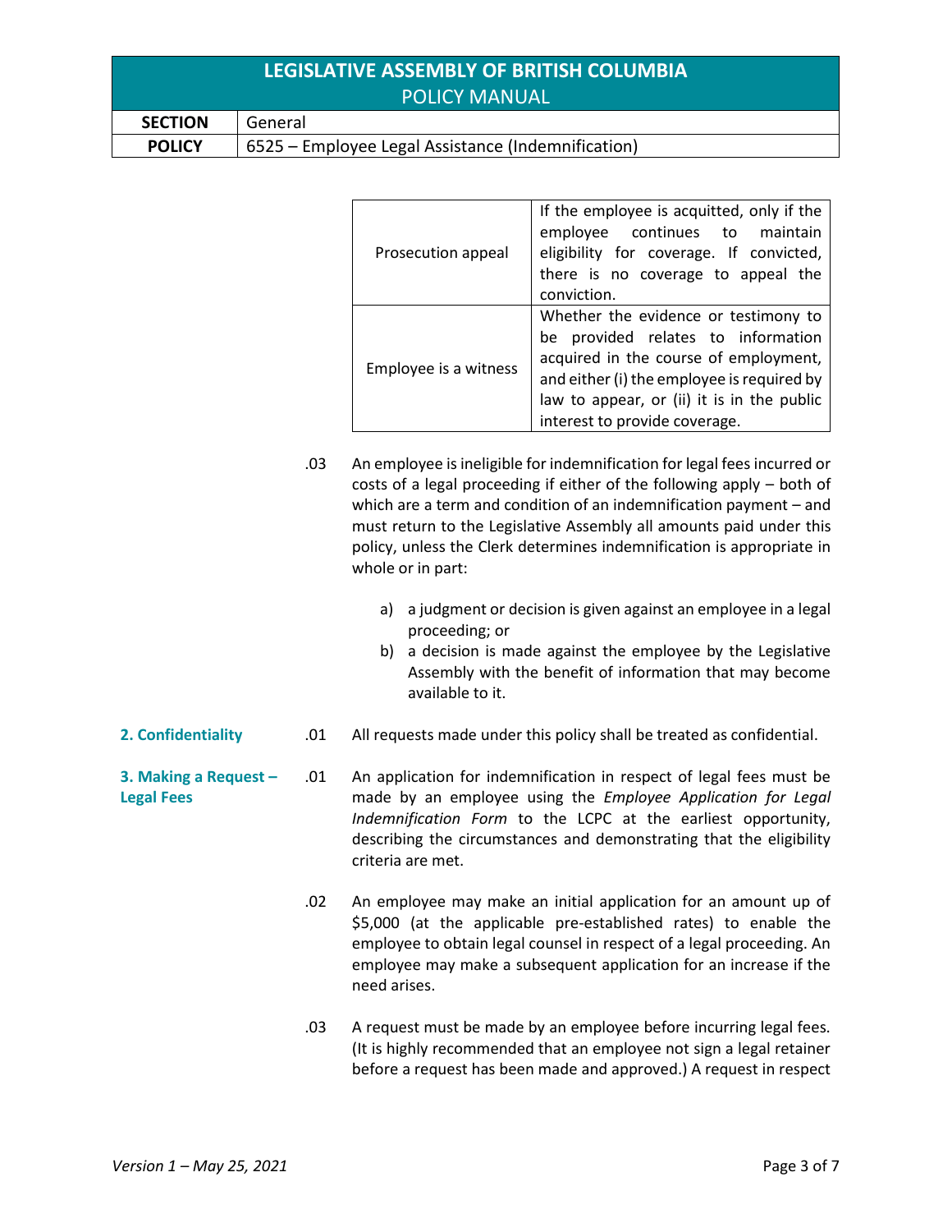| | |
|---|---|
| Prosecution appeal | If the employee is acquitted, only if the employee continues to maintain eligibility for coverage. If convicted, there is no coverage to appeal the conviction. |
| Employee is a witness | Whether the evidence or testimony to be provided relates to information acquired in the course of employment, and either (i) the employee is required by law to appear, or (ii) it is in the public interest to provide coverage. |

.03 An employee is ineligible for indemnification for legal fees incurred or costs of a legal proceeding if either of the following apply – both of which are a term and condition of an indemnification payment – and must return to the Legislative Assembly all amounts paid under this policy, unless the Clerk determines indemnification is appropriate in whole or in part:

a) a judgment or decision is given against an employee in a legal proceeding; or
b) a decision is made against the employee by the Legislative Assembly with the benefit of information that may become available to it.

**2. Confidentiality**

.01 All requests made under this policy shall be treated as confidential.

**3. Making a Request – Legal Fees**

.01 An application for indemnification in respect of legal fees must be made by an employee using the *Employee Application for Legal Indemnification Form* to the LCPC at the earliest opportunity, describing the circumstances and demonstrating that the eligibility criteria are met.

.02 An employee may make an initial application for an amount up of $5,000 (at the applicable pre-established rates) to enable the employee to obtain legal counsel in respect of a legal proceeding. An employee may make a subsequent application for an increase if the need arises.

.03 A request must be made by an employee before incurring legal fees. (It is highly recommended that an employee not sign a legal retainer before a request has been made and approved.) A request in respect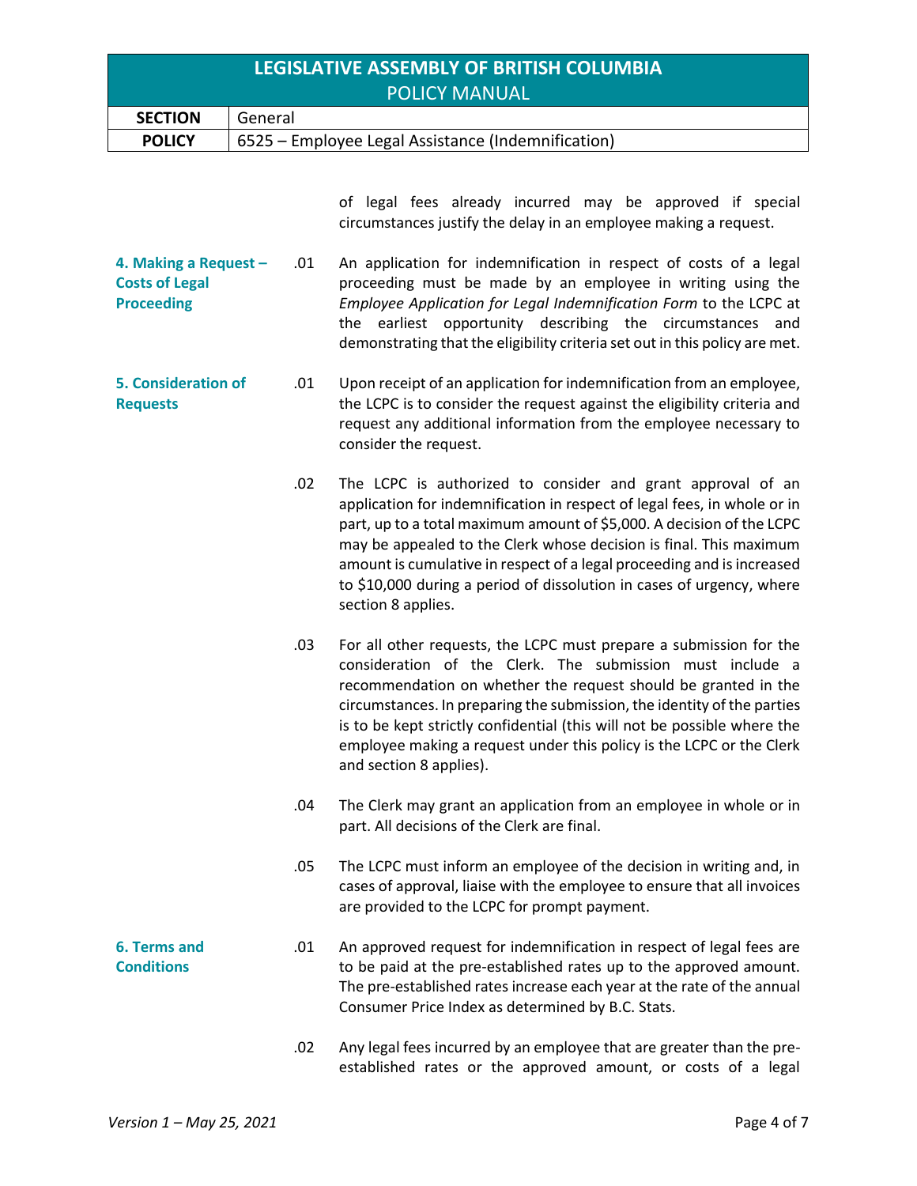of legal fees already incurred may be approved if special circumstances justify the delay in an employee making a request.

## 4. Making a Request – Costs of Legal Proceeding

.01 An application for indemnification in respect of costs of a legal proceeding must be made by an employee in writing using the *Employee Application for Legal Indemnification Form* to the LCPC at the earliest opportunity describing the circumstances and demonstrating that the eligibility criteria set out in this policy are met.

## 5. Consideration of Requests

.01 Upon receipt of an application for indemnification from an employee, the LCPC is to consider the request against the eligibility criteria and request any additional information from the employee necessary to consider the request.

.02 The LCPC is authorized to consider and grant approval of an application for indemnification in respect of legal fees, in whole or in part, up to a total maximum amount of $5,000. A decision of the LCPC may be appealed to the Clerk whose decision is final. This maximum amount is cumulative in respect of a legal proceeding and is increased to $10,000 during a period of dissolution in cases of urgency, where section 8 applies.

.03 For all other requests, the LCPC must prepare a submission for the consideration of the Clerk. The submission must include a recommendation on whether the request should be granted in the circumstances. In preparing the submission, the identity of the parties is to be kept strictly confidential (this will not be possible where the employee making a request under this policy is the LCPC or the Clerk and section 8 applies).

.04 The Clerk may grant an application from an employee in whole or in part. All decisions of the Clerk are final.

.05 The LCPC must inform an employee of the decision in writing and, in cases of approval, liaise with the employee to ensure that all invoices are provided to the LCPC for prompt payment.

## 6. Terms and Conditions

.01 An approved request for indemnification in respect of legal fees are to be paid at the pre-established rates up to the approved amount. The pre-established rates increase each year at the rate of the annual Consumer Price Index as determined by B.C. Stats.

.02 Any legal fees incurred by an employee that are greater than the pre-established rates or the approved amount, or costs of a legal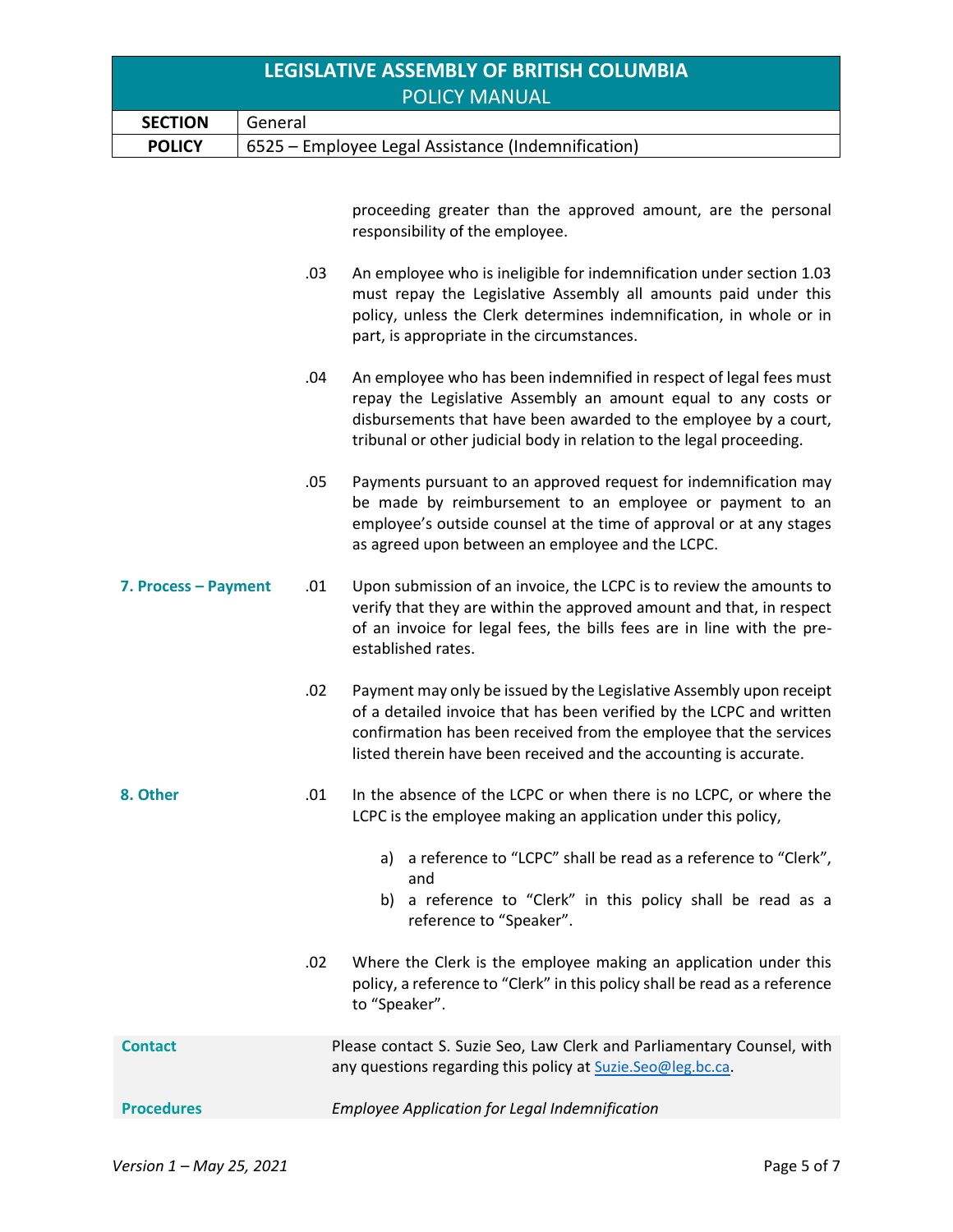proceeding greater than the approved amount, are the personal responsibility of the employee.

.03 An employee who is ineligible for indemnification under section 1.03 must repay the Legislative Assembly all amounts paid under this policy, unless the Clerk determines indemnification, in whole or in part, is appropriate in the circumstances.

.04 An employee who has been indemnified in respect of legal fees must repay the Legislative Assembly an amount equal to any costs or disbursements that have been awarded to the employee by a court, tribunal or other judicial body in relation to the legal proceeding.

.05 Payments pursuant to an approved request for indemnification may be made by reimbursement to an employee or payment to an employee's outside counsel at the time of approval or at any stages as agreed upon between an employee and the LCPC.

## 7. Process – Payment

.01 Upon submission of an invoice, the LCPC is to review the amounts to verify that they are within the approved amount and that, in respect of an invoice for legal fees, the bills fees are in line with the pre-established rates.

.02 Payment may only be issued by the Legislative Assembly upon receipt of a detailed invoice that has been verified by the LCPC and written confirmation has been received from the employee that the services listed therein have been received and the accounting is accurate.

## 8. Other

.01 In the absence of the LCPC or when there is no LCPC, or where the LCPC is the employee making an application under this policy,

a) a reference to "LCPC" shall be read as a reference to "Clerk", and
b) a reference to "Clerk" in this policy shall be read as a reference to "Speaker".

.02 Where the Clerk is the employee making an application under this policy, a reference to "Clerk" in this policy shall be read as a reference to "Speaker".

**Contact** Please contact S. Suzie Seo, Law Clerk and Parliamentary Counsel, with any questions regarding this policy at Suzie.Seo@leg.bc.ca.

**Procedures** *Employee Application for Legal Indemnification*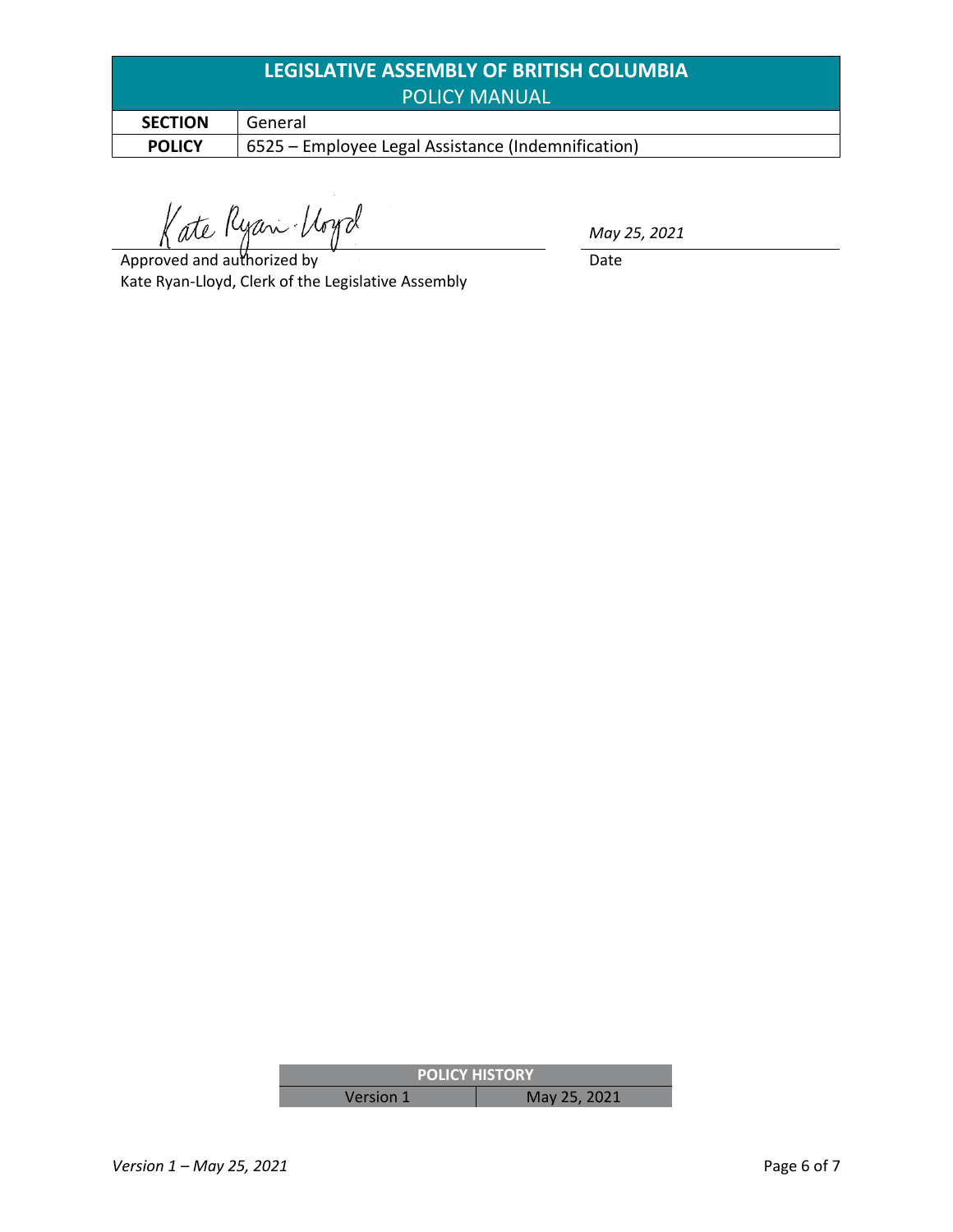| LEGISLATIVE ASSEMBLY OF BRITISH COLUMBIA POLICY MANUAL | |
|---|---|
| **SECTION** | General |
| **POLICY** | 6525 – Employee Legal Assistance (Indemnification) |

Kate Ryan-Lloyd

Approved and authorized by
Kate Ryan-Lloyd, Clerk of the Legislative Assembly

*May 25, 2021*

Date

| POLICY HISTORY | |
|---|---|
| Version 1 | May 25, 2021 |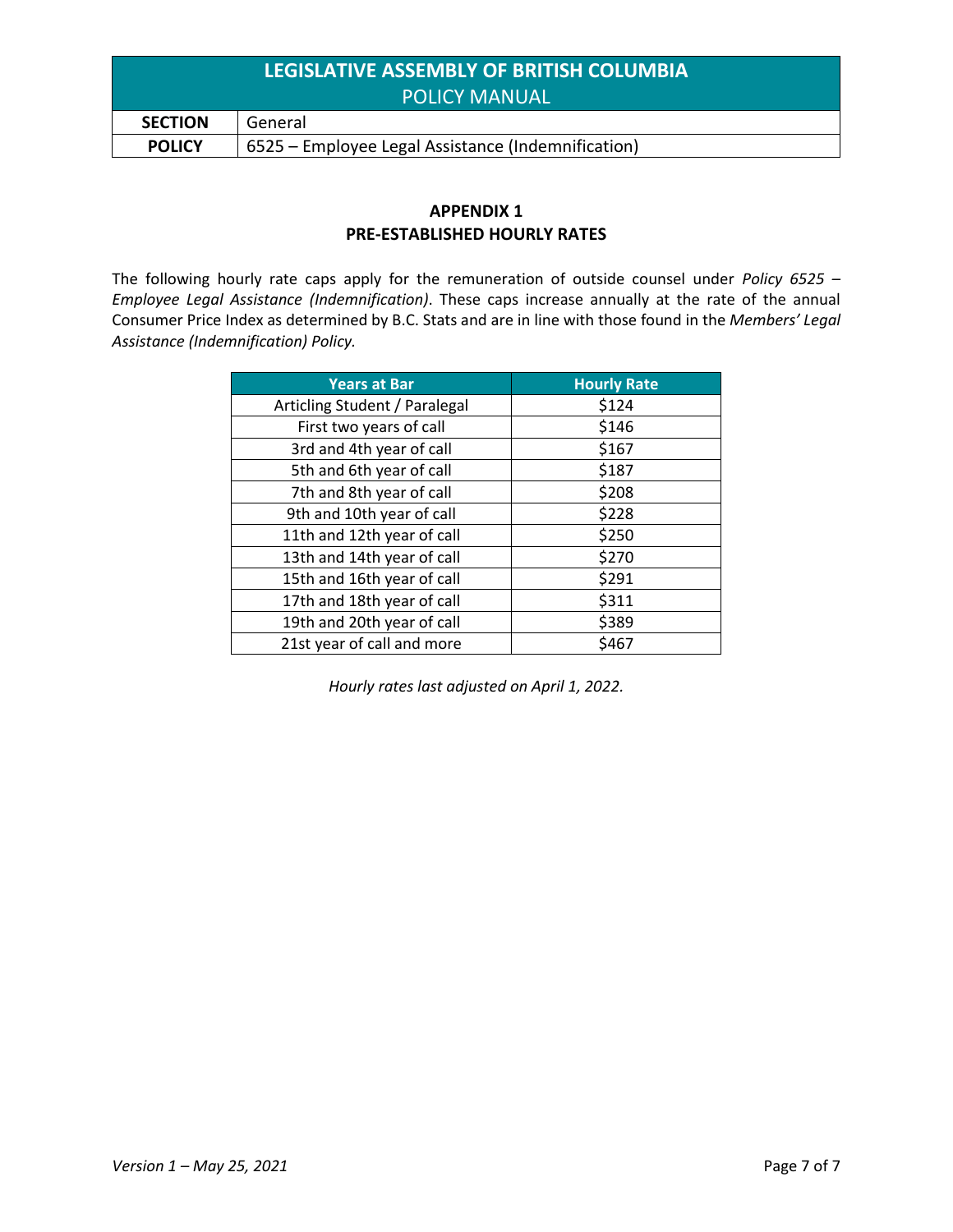## APPENDIX 1
## PRE-ESTABLISHED HOURLY RATES

The following hourly rate caps apply for the remuneration of outside counsel under *Policy 6525 – Employee Legal Assistance (Indemnification)*. These caps increase annually at the rate of the annual Consumer Price Index as determined by B.C. Stats and are in line with those found in the *Members' Legal Assistance (Indemnification) Policy.*

| Years at Bar | Hourly Rate |
|---|---|
| Articling Student / Paralegal | $124 |
| First two years of call | $146 |
| 3rd and 4th year of call | $167 |
| 5th and 6th year of call | $187 |
| 7th and 8th year of call | $208 |
| 9th and 10th year of call | $228 |
| 11th and 12th year of call | $250 |
| 13th and 14th year of call | $270 |
| 15th and 16th year of call | $291 |
| 17th and 18th year of call | $311 |
| 19th and 20th year of call | $389 |
| 21st year of call and more | $467 |

*Hourly rates last adjusted on April 1, 2022.*